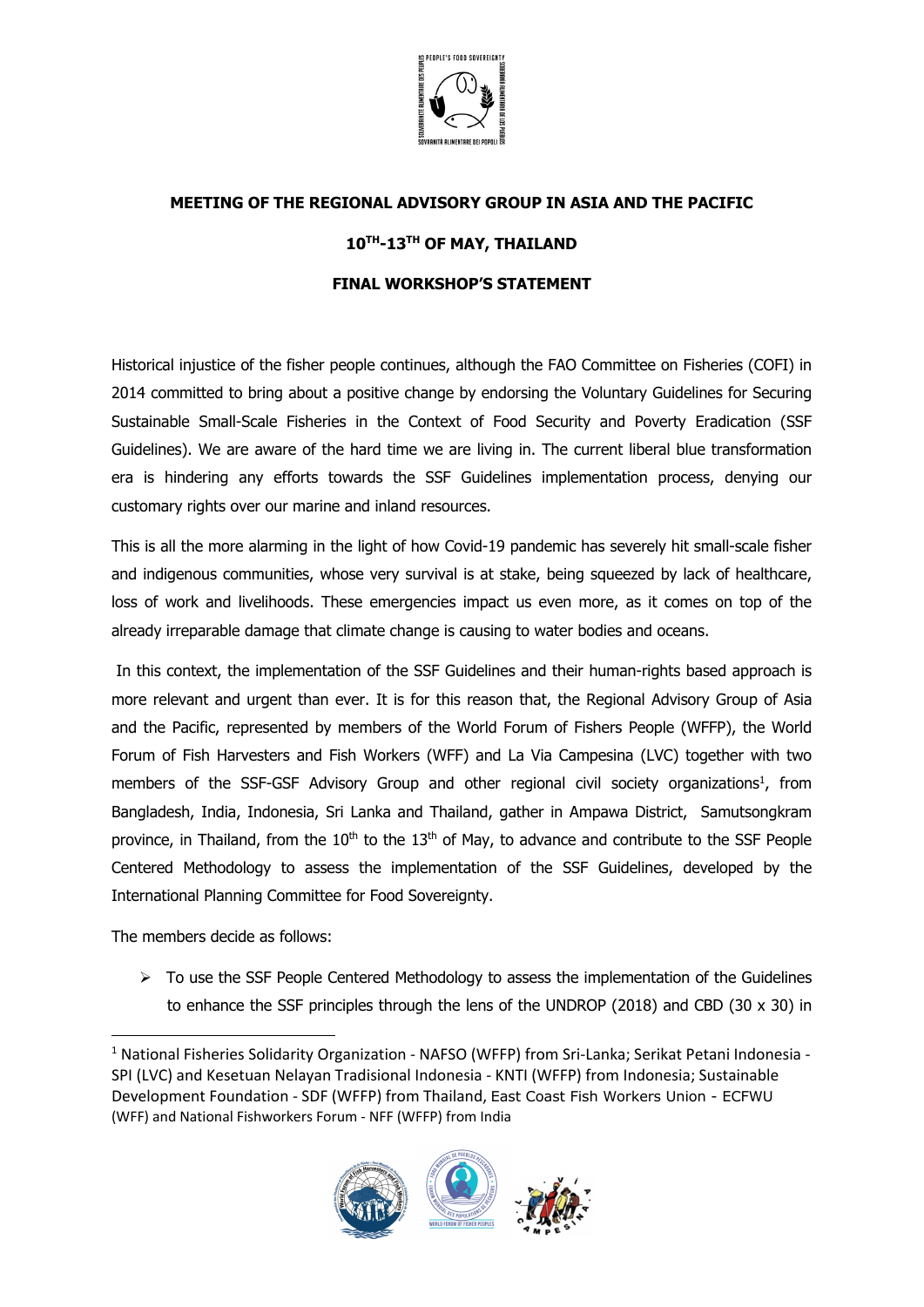**MEETING OF THE REGIONAL ADVISORY GROUP IN ASIA AND THE PACIFIC**

**10TH-13TH OF MAY, THAILAND**

**FINAL WORKSHOP'S STATEMENT**

Historical injustice of the fisher people continues, although the FAO Committee on Fisheries (COFI) in 2014 committed to bring about a positive change by endorsing the Voluntary Guidelines for Securing Sustainable Small-Scale Fisheries in the Context of Food Security and Poverty Eradication (SSF Guidelines). We are aware of the hard time we are living in. The current liberal blue transformation era is hindering any efforts towards the SSF Guidelines implementation process, denying our customary rights over our marine and inland resources.

This is all the more alarming in the light of how Covid-19 pandemic has severely hit small-scale fisher and indigenous communities, whose very survival is at stake, being squeezed by lack of healthcare, loss of work and livelihoods. These emergencies impact us even more, as it comes on top of the already irreparable damage that climate change is causing to water bodies and oceans.

In this context, the implementation of the SSF Guidelines and their human-rights based approach is more relevant and urgent than ever. It is for this reason that, the Regional Advisory Group of Asia and the Pacific, represented by members of the World Forum of Fishers People (WFFP), the World Forum of Fish Harvesters and Fish Workers (WFF) and La Via Campesina (LVC) together with two members of the SSF-GSF Advisory Group and other regional civil society organizations[1], from Bangladesh, India, Indonesia, Sri Lanka and Thailand, gather in Ampawa District, Samutsongkram province, in Thailand, from the 10th to the 13th of May, to advance and contribute to the SSF People Centered Methodology to assess the implementation of the SSF Guidelines, developed by the International Planning Committee for Food Sovereignty.

The members decide as follows:

- To use the SSF People Centered Methodology to assess the implementation of the Guidelines to enhance the SSF principles through the lens of the UNDROP (2018) and CBD (30 x 30) in

[1] National Fisheries Solidarity Organization - NAFSO (WFFP) from Sri-Lanka; Serikat Petani Indonesia - SPI (LVC) and Kesetuan Nelayan Tradisional Indonesia - KNTI (WFFP) from Indonesia; Sustainable Development Foundation - SDF (WFFP) from Thailand, East Coast Fish Workers Union - ECFWU (WFF) and National Fishworkers Forum - NFF (WFFP) from India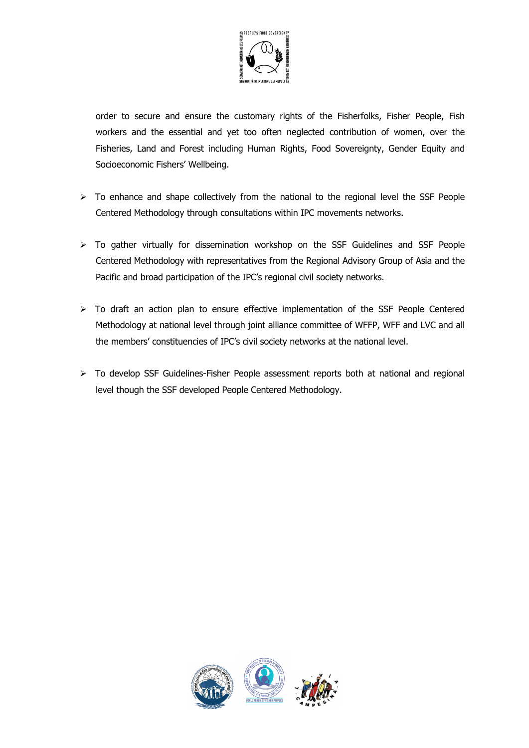order to secure and ensure the customary rights of the Fisherfolks, Fisher People, Fish workers and the essential and yet too often neglected contribution of women, over the Fisheries, Land and Forest including Human Rights, Food Sovereignty, Gender Equity and Socioeconomic Fishers' Wellbeing.

- To enhance and shape collectively from the national to the regional level the SSF People Centered Methodology through consultations within IPC movements networks.

- To gather virtually for dissemination workshop on the SSF Guidelines and SSF People Centered Methodology with representatives from the Regional Advisory Group of Asia and the Pacific and broad participation of the IPC's regional civil society networks.

- To draft an action plan to ensure effective implementation of the SSF People Centered Methodology at national level through joint alliance committee of WFFP, WFF and LVC and all the members' constituencies of IPC's civil society networks at the national level.

- To develop SSF Guidelines-Fisher People assessment reports both at national and regional level though the SSF developed People Centered Methodology.